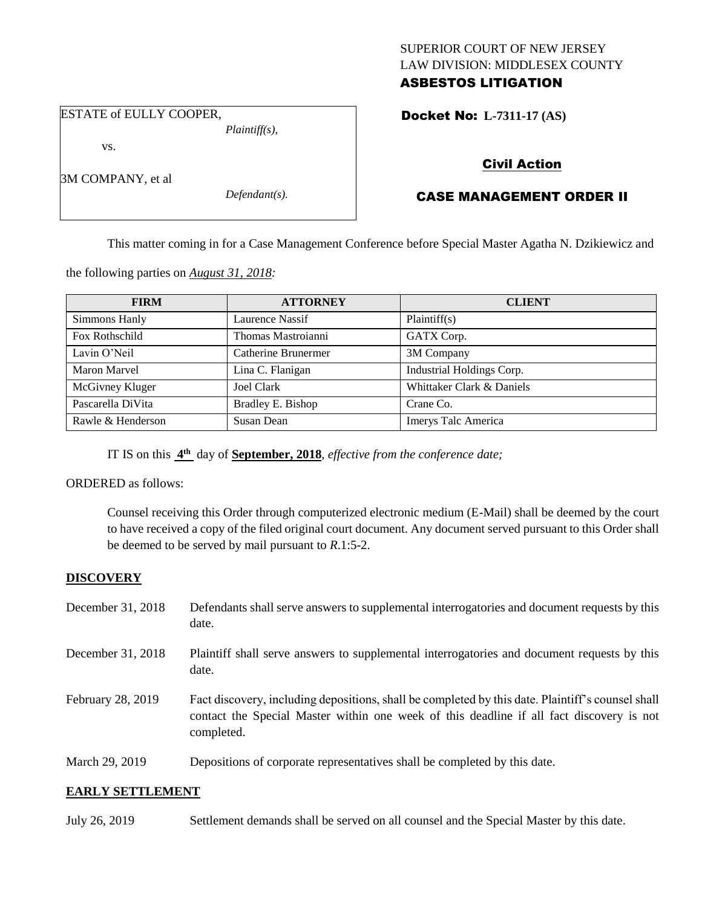SUPERIOR COURT OF NEW JERSEY
LAW DIVISION: MIDDLESEX COUNTY
**ASBESTOS LITIGATION**

ESTATE of EULLY COOPER,
*Plaintiff(s),*

vs.

3M COMPANY, et al
*Defendant(s).*

**Docket No: L-7311-17 (AS)**

**Civil Action**

**CASE MANAGEMENT ORDER II**

This matter coming in for a Case Management Conference before Special Master Agatha N. Dzikiewicz and the following parties on *August 31, 2018:*

| FIRM | ATTORNEY | CLIENT |
|---|---|---|
| Simmons Hanly | Laurence Nassif | Plaintiff(s) |
| Fox Rothschild | Thomas Mastroianni | GATX Corp. |
| Lavin O'Neil | Catherine Brunermer | 3M Company |
| Maron Marvel | Lina C. Flanigan | Industrial Holdings Corp. |
| McGivney Kluger | Joel Clark | Whittaker Clark & Daniels |
| Pascarella DiVita | Bradley E. Bishop | Crane Co. |
| Rawle & Henderson | Susan Dean | Imerys Talc America |

IT IS on this **4th** day of **September, 2018**, *effective from the conference date;*

ORDERED as follows:

Counsel receiving this Order through computerized electronic medium (E-Mail) shall be deemed by the court to have received a copy of the filed original court document. Any document served pursuant to this Order shall be deemed to be served by mail pursuant to *R*.1:5-2.

**DISCOVERY**

December 31, 2018 — Defendants shall serve answers to supplemental interrogatories and document requests by this date.

December 31, 2018 — Plaintiff shall serve answers to supplemental interrogatories and document requests by this date.

February 28, 2019 — Fact discovery, including depositions, shall be completed by this date. Plaintiff's counsel shall contact the Special Master within one week of this deadline if all fact discovery is not completed.

March 29, 2019 — Depositions of corporate representatives shall be completed by this date.

**EARLY SETTLEMENT**

July 26, 2019 — Settlement demands shall be served on all counsel and the Special Master by this date.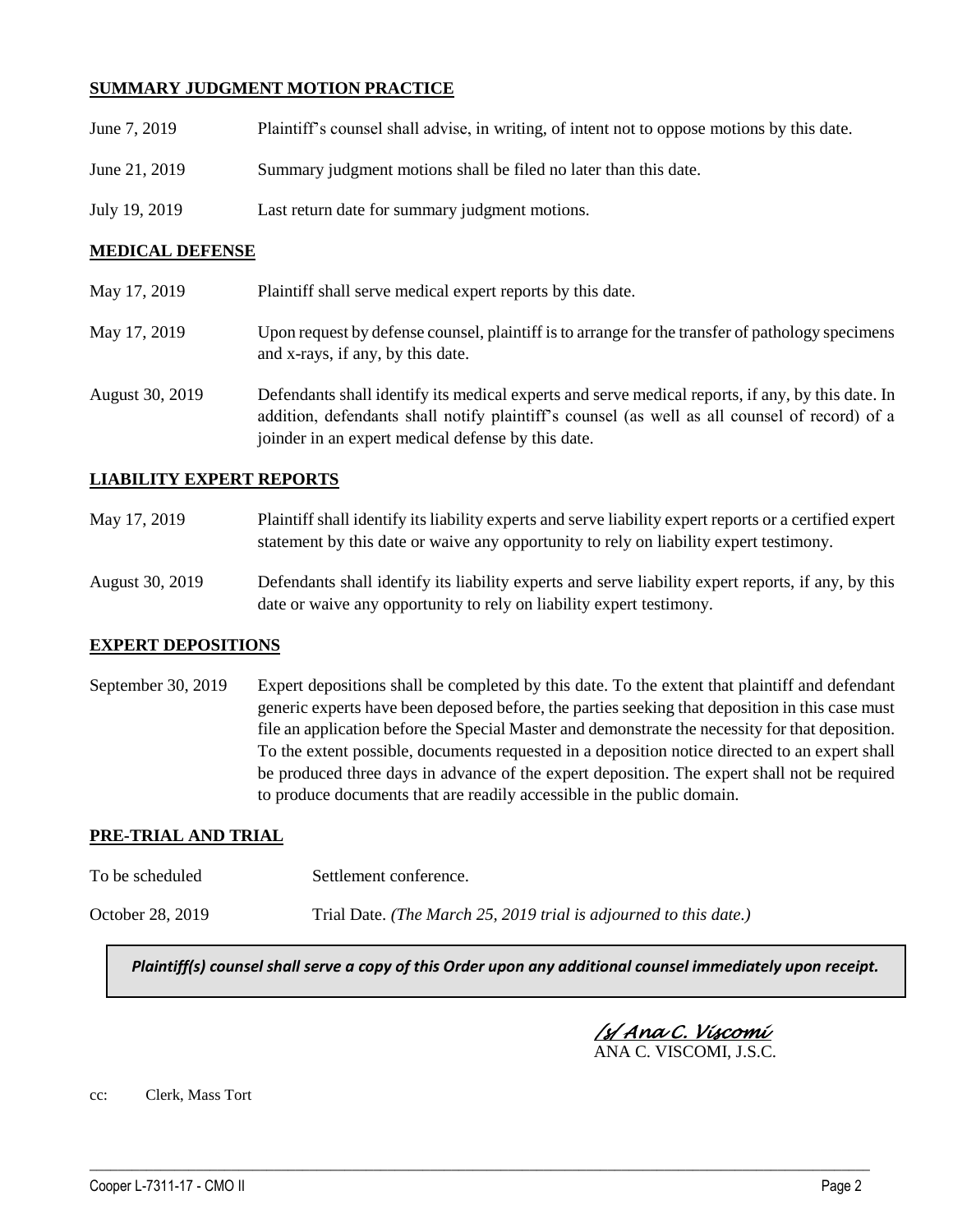**SUMMARY JUDGMENT MOTION PRACTICE**

| | |
|---|---|
| June 7, 2019 | Plaintiff's counsel shall advise, in writing, of intent not to oppose motions by this date. |
| June 21, 2019 | Summary judgment motions shall be filed no later than this date. |
| July 19, 2019 | Last return date for summary judgment motions. |

**MEDICAL DEFENSE**

| | |
|---|---|
| May 17, 2019 | Plaintiff shall serve medical expert reports by this date. |
| May 17, 2019 | Upon request by defense counsel, plaintiff is to arrange for the transfer of pathology specimens and x-rays, if any, by this date. |
| August 30, 2019 | Defendants shall identify its medical experts and serve medical reports, if any, by this date. In addition, defendants shall notify plaintiff's counsel (as well as all counsel of record) of a joinder in an expert medical defense by this date. |

**LIABILITY EXPERT REPORTS**

| | |
|---|---|
| May 17, 2019 | Plaintiff shall identify its liability experts and serve liability expert reports or a certified expert statement by this date or waive any opportunity to rely on liability expert testimony. |
| August 30, 2019 | Defendants shall identify its liability experts and serve liability expert reports, if any, by this date or waive any opportunity to rely on liability expert testimony. |

**EXPERT DEPOSITIONS**

| | |
|---|---|
| September 30, 2019 | Expert depositions shall be completed by this date. To the extent that plaintiff and defendant generic experts have been deposed before, the parties seeking that deposition in this case must file an application before the Special Master and demonstrate the necessity for that deposition. To the extent possible, documents requested in a deposition notice directed to an expert shall be produced three days in advance of the expert deposition. The expert shall not be required to produce documents that are readily accessible in the public domain. |

**PRE-TRIAL AND TRIAL**

| | |
|---|---|
| To be scheduled | Settlement conference. |
| October 28, 2019 | Trial Date. *(The March 25, 2019 trial is adjourned to this date.)* |

***Plaintiff(s) counsel shall serve a copy of this Order upon any additional counsel immediately upon receipt.***

*/s/ Ana C. Viscomi*
ANA C. VISCOMI, J.S.C.

cc: Clerk, Mass Tort